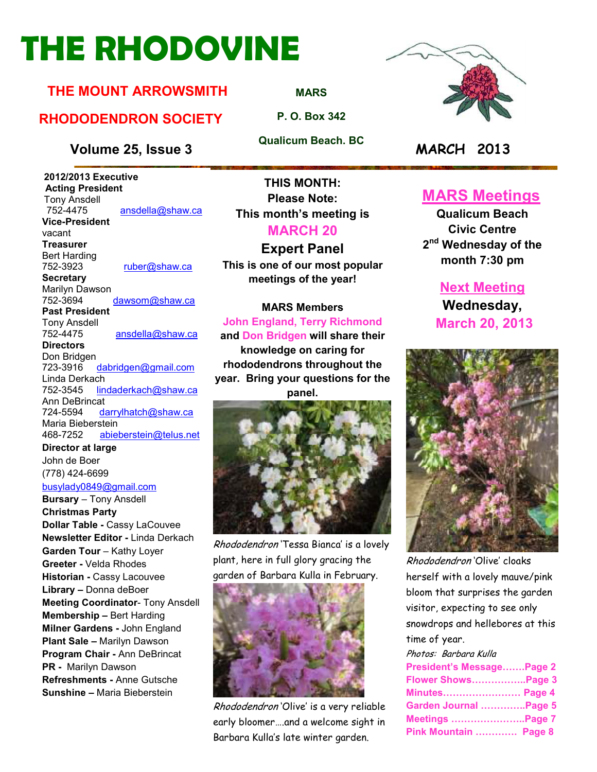# THE RHODOVINE

## THE MOUNT ARROWSMITH RHODODENDRON SOCIETY

**MARS**
**P. O. Box 342**
**Qualicum Beach. BC**

**Volume 25, Issue 3** **MARCH 2013**

**2012/2013 Executive**

**Acting President**
Tony Ansdell
752-4475 ansdella@shaw.ca

**Vice-President**
vacant

**Treasurer**
Bert Harding
752-3923 ruber@shaw.ca

**Secretary**
Marilyn Dawson
752-3694 dawsom@shaw.ca

**Past President**
Tony Ansdell
752-4475 ansdella@shaw.ca

**Directors**
Don Bridgen
723-3916 dabridgen@gmail.com
Linda Derkach
752-3545 lindaderkach@shaw.ca
Ann DeBrincat
724-5594 darrylhatch@shaw.ca
Maria Bieberstein
468-7252 abieberstein@telus.net

**Director at large**
John de Boer
(778) 424-6699
busylady0849@gmail.com

**Bursary** – Tony Ansdell
**Christmas Party**
**Dollar Table -** Cassy LaCouvee
**Newsletter Editor -** Linda Derkach
**Garden Tour** – Kathy Loyer
**Greeter -** Velda Rhodes
**Historian -** Cassy Lacouvee
**Library –** Donna deBoer
**Meeting Coordinator**- Tony Ansdell
**Membership –** Bert Harding
**Milner Gardens -** John England
**Plant Sale –** Marilyn Dawson
**Program Chair -** Ann DeBrincat
**PR -** Marilyn Dawson
**Refreshments -** Anne Gutsche
**Sunshine –** Maria Bieberstein

**THIS MONTH:**
**Please Note:**
**This month's meeting is**
**MARCH 20**

### Expert Panel

**This is one of our most popular meetings of the year!**

**MARS Members**
**John England, Terry Richmond and Don Bridgen will share their knowledge on caring for rhododendrons throughout the year. Bring your questions for the panel.**

*Rhododendron* 'Tessa Bianca' is a lovely plant, here in full glory gracing the garden of Barbara Kulla in February.

*Rhododendron* 'Olive' is a very reliable early bloomer….and a welcome sight in Barbara Kulla's late winter garden.

## MARS Meetings

**Qualicum Beach Civic Centre**
**2nd Wednesday of the month 7:30 pm**

## Next Meeting

**Wednesday,**
**March 20, 2013**

*Rhododendron* 'Olive' cloaks herself with a lovely mauve/pink bloom that surprises the garden visitor, expecting to see only snowdrops and hellebores at this time of year.

*Photos: Barbara Kulla*

**President's Message…….Page 2**
**Flower Shows……………..Page 3**
**Minutes…………………… Page 4**
**Garden Journal …………..Page 5**
**Meetings …………………..Page 7**
**Pink Mountain …………. Page 8**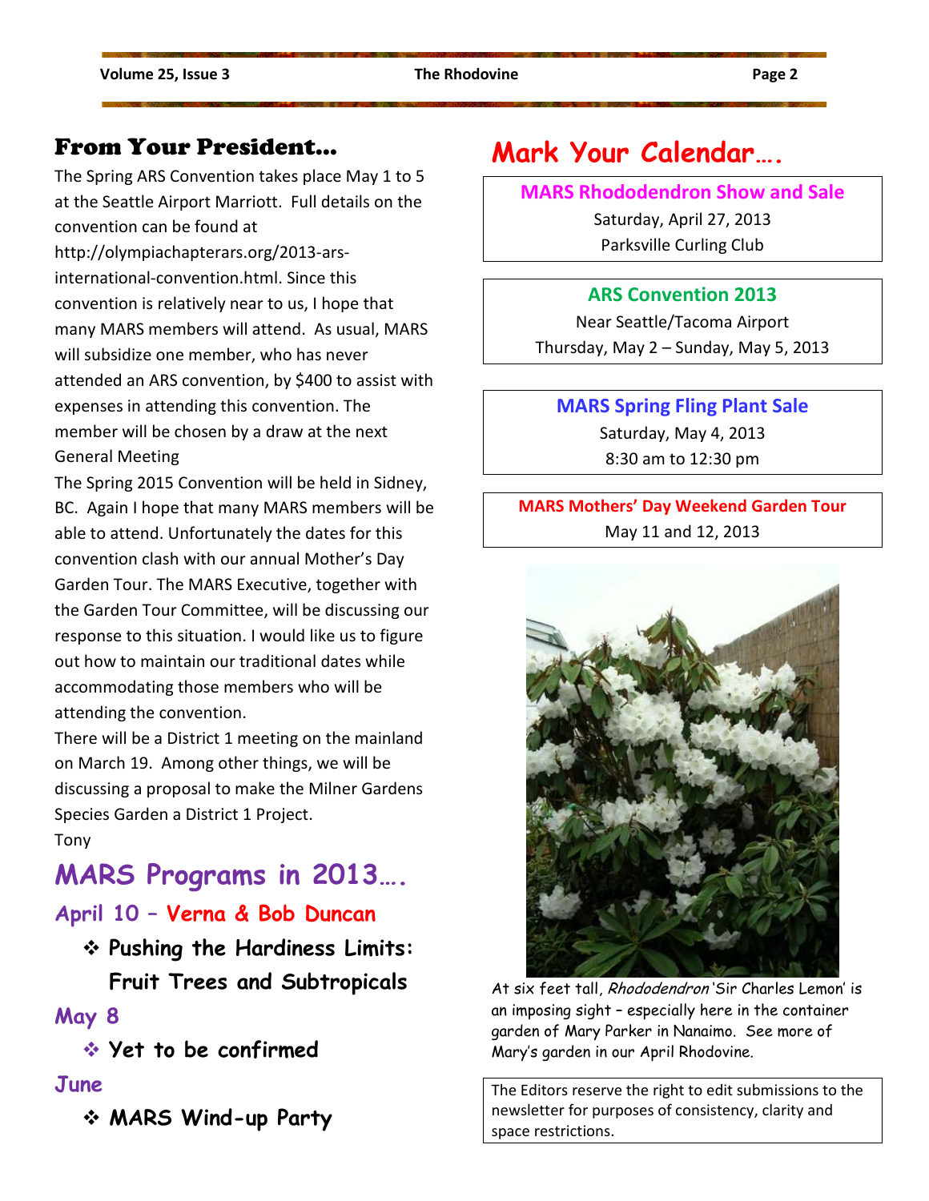## From Your President…

The Spring ARS Convention takes place May 1 to 5 at the Seattle Airport Marriott. Full details on the convention can be found at http://olympiachapterars.org/2013-ars-international-convention.html. Since this convention is relatively near to us, I hope that many MARS members will attend. As usual, MARS will subsidize one member, who has never attended an ARS convention, by $400 to assist with expenses in attending this convention. The member will be chosen by a draw at the next General Meeting

The Spring 2015 Convention will be held in Sidney, BC. Again I hope that many MARS members will be able to attend. Unfortunately the dates for this convention clash with our annual Mother's Day Garden Tour. The MARS Executive, together with the Garden Tour Committee, will be discussing our response to this situation. I would like us to figure out how to maintain our traditional dates while accommodating those members who will be attending the convention.

There will be a District 1 meeting on the mainland on March 19. Among other things, we will be discussing a proposal to make the Milner Gardens Species Garden a District 1 Project.

Tony

## MARS Programs in 2013….

### April 10 – Verna & Bob Duncan

- **Pushing the Hardiness Limits: Fruit Trees and Subtropicals**

### May 8

- **Yet to be confirmed**

### June

- **MARS Wind-up Party**

## Mark Your Calendar….

**MARS Rhododendron Show and Sale**
Saturday, April 27, 2013
Parksville Curling Club

**ARS Convention 2013**
Near Seattle/Tacoma Airport
Thursday, May 2 – Sunday, May 5, 2013

**MARS Spring Fling Plant Sale**
Saturday, May 4, 2013
8:30 am to 12:30 pm

**MARS Mothers' Day Weekend Garden Tour**
May 11 and 12, 2013

At six feet tall, *Rhododendron* 'Sir Charles Lemon' is an imposing sight – especially here in the container garden of Mary Parker in Nanaimo. See more of Mary's garden in our April Rhodovine.

The Editors reserve the right to edit submissions to the newsletter for purposes of consistency, clarity and space restrictions.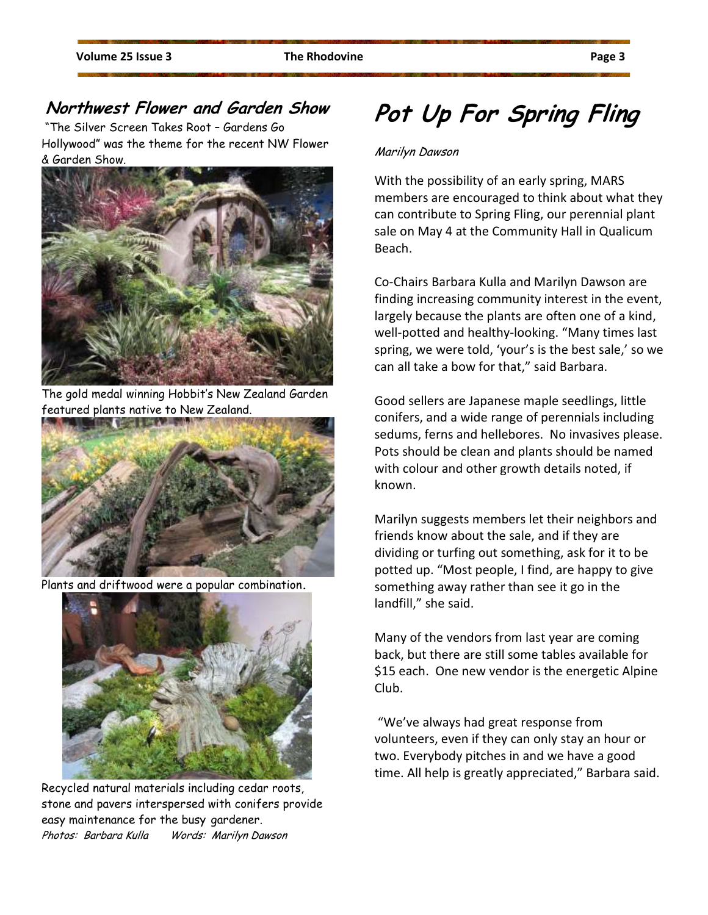## Northwest Flower and Garden Show

"The Silver Screen Takes Root – Gardens Go Hollywood" was the theme for the recent NW Flower & Garden Show.

The gold medal winning Hobbit's New Zealand Garden featured plants native to New Zealand.

Plants and driftwood were a popular combination.

Recycled natural materials including cedar roots, stone and pavers interspersed with conifers provide easy maintenance for the busy gardener.

*Photos: Barbara Kulla Words: Marilyn Dawson*

# Pot Up For Spring Fling

*Marilyn Dawson*

With the possibility of an early spring, MARS members are encouraged to think about what they can contribute to Spring Fling, our perennial plant sale on May 4 at the Community Hall in Qualicum Beach.

Co-Chairs Barbara Kulla and Marilyn Dawson are finding increasing community interest in the event, largely because the plants are often one of a kind, well-potted and healthy-looking. "Many times last spring, we were told, 'your's is the best sale,' so we can all take a bow for that," said Barbara.

Good sellers are Japanese maple seedlings, little conifers, and a wide range of perennials including sedums, ferns and hellebores. No invasives please. Pots should be clean and plants should be named with colour and other growth details noted, if known.

Marilyn suggests members let their neighbors and friends know about the sale, and if they are dividing or turfing out something, ask for it to be potted up. "Most people, I find, are happy to give something away rather than see it go in the landfill," she said.

Many of the vendors from last year are coming back, but there are still some tables available for $15 each. One new vendor is the energetic Alpine Club.

"We've always had great response from volunteers, even if they can only stay an hour or two. Everybody pitches in and we have a good time. All help is greatly appreciated," Barbara said.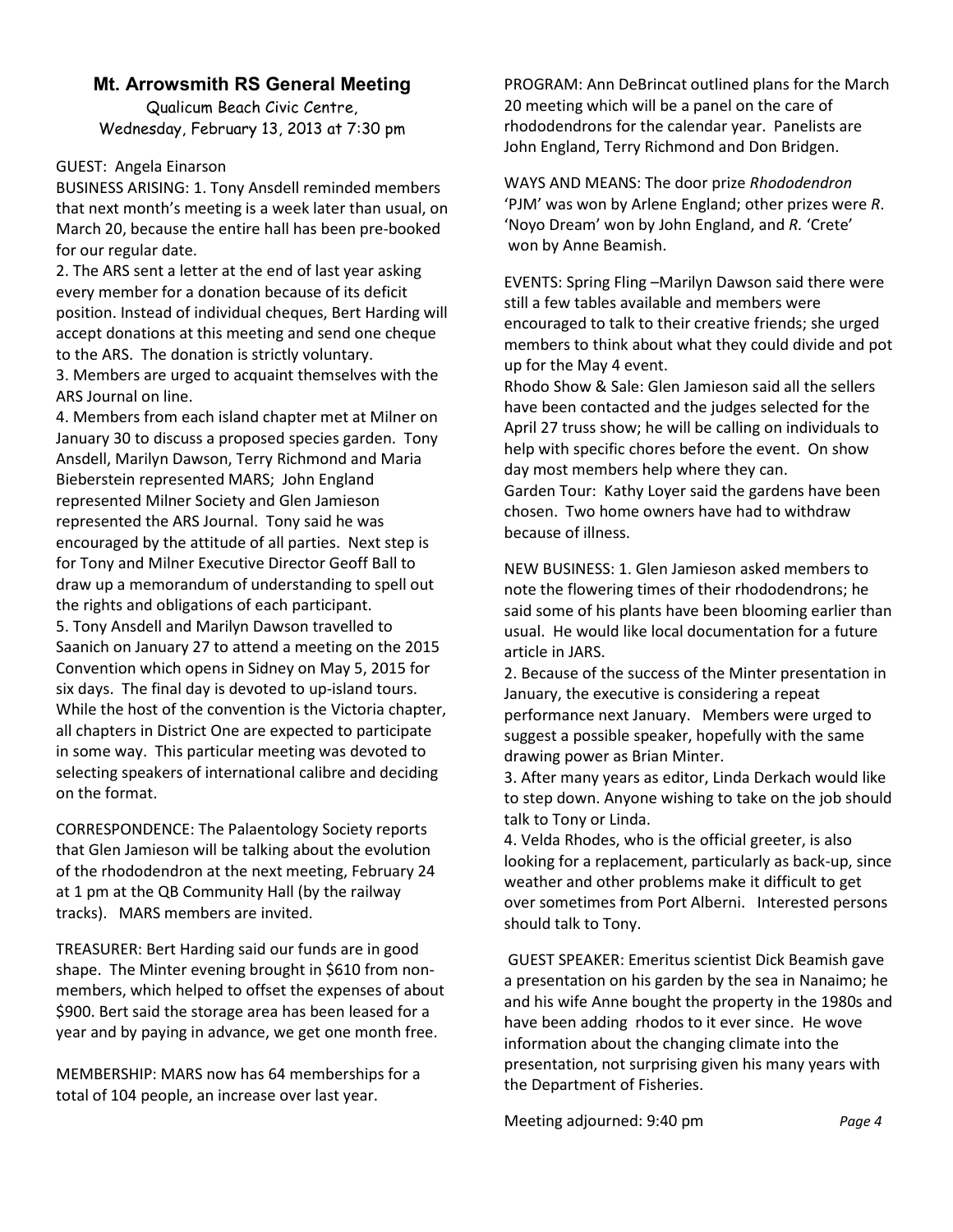## Mt. Arrowsmith RS General Meeting

Qualicum Beach Civic Centre,
Wednesday, February 13, 2013 at 7:30 pm

GUEST: Angela Einarson

BUSINESS ARISING: 1. Tony Ansdell reminded members that next month's meeting is a week later than usual, on March 20, because the entire hall has been pre-booked for our regular date.

2. The ARS sent a letter at the end of last year asking every member for a donation because of its deficit position. Instead of individual cheques, Bert Harding will accept donations at this meeting and send one cheque to the ARS. The donation is strictly voluntary.

3. Members are urged to acquaint themselves with the ARS Journal on line.

4. Members from each island chapter met at Milner on January 30 to discuss a proposed species garden. Tony Ansdell, Marilyn Dawson, Terry Richmond and Maria Bieberstein represented MARS; John England represented Milner Society and Glen Jamieson represented the ARS Journal. Tony said he was encouraged by the attitude of all parties. Next step is for Tony and Milner Executive Director Geoff Ball to draw up a memorandum of understanding to spell out the rights and obligations of each participant.

5. Tony Ansdell and Marilyn Dawson travelled to Saanich on January 27 to attend a meeting on the 2015 Convention which opens in Sidney on May 5, 2015 for six days. The final day is devoted to up-island tours. While the host of the convention is the Victoria chapter, all chapters in District One are expected to participate in some way. This particular meeting was devoted to selecting speakers of international calibre and deciding on the format.

CORRESPONDENCE: The Palaentology Society reports that Glen Jamieson will be talking about the evolution of the rhododendron at the next meeting, February 24 at 1 pm at the QB Community Hall (by the railway tracks). MARS members are invited.

TREASURER: Bert Harding said our funds are in good shape. The Minter evening brought in $610 from non-members, which helped to offset the expenses of about $900. Bert said the storage area has been leased for a year and by paying in advance, we get one month free.

MEMBERSHIP: MARS now has 64 memberships for a total of 104 people, an increase over last year.

PROGRAM: Ann DeBrincat outlined plans for the March 20 meeting which will be a panel on the care of rhododendrons for the calendar year. Panelists are John England, Terry Richmond and Don Bridgen.

WAYS AND MEANS: The door prize *Rhododendron* 'PJM' was won by Arlene England; other prizes were *R.* 'Noyo Dream' won by John England, and *R.* 'Crete' won by Anne Beamish.

EVENTS: Spring Fling –Marilyn Dawson said there were still a few tables available and members were encouraged to talk to their creative friends; she urged members to think about what they could divide and pot up for the May 4 event.

Rhodo Show & Sale: Glen Jamieson said all the sellers have been contacted and the judges selected for the April 27 truss show; he will be calling on individuals to help with specific chores before the event. On show day most members help where they can.

Garden Tour: Kathy Loyer said the gardens have been chosen. Two home owners have had to withdraw because of illness.

NEW BUSINESS: 1. Glen Jamieson asked members to note the flowering times of their rhododendrons; he said some of his plants have been blooming earlier than usual. He would like local documentation for a future article in JARS.

2. Because of the success of the Minter presentation in January, the executive is considering a repeat performance next January. Members were urged to suggest a possible speaker, hopefully with the same drawing power as Brian Minter.

3. After many years as editor, Linda Derkach would like to step down. Anyone wishing to take on the job should talk to Tony or Linda.

4. Velda Rhodes, who is the official greeter, is also looking for a replacement, particularly as back-up, since weather and other problems make it difficult to get over sometimes from Port Alberni. Interested persons should talk to Tony.

GUEST SPEAKER: Emeritus scientist Dick Beamish gave a presentation on his garden by the sea in Nanaimo; he and his wife Anne bought the property in the 1980s and have been adding rhodos to it ever since. He wove information about the changing climate into the presentation, not surprising given his many years with the Department of Fisheries.

Meeting adjourned: 9:40 pm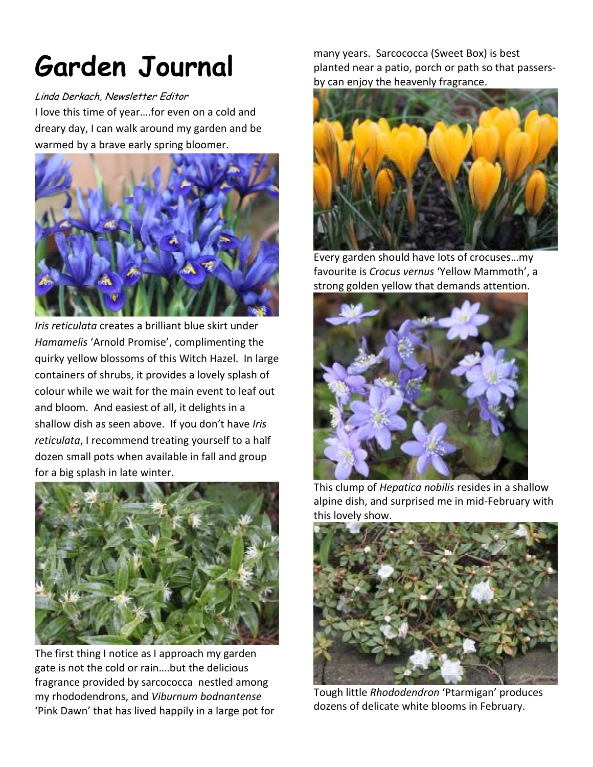# Garden Journal

*Linda Derkach, Newsletter Editor*

I love this time of year….for even on a cold and dreary day, I can walk around my garden and be warmed by a brave early spring bloomer.

*Iris reticulata* creates a brilliant blue skirt under *Hamamelis* 'Arnold Promise', complimenting the quirky yellow blossoms of this Witch Hazel. In large containers of shrubs, it provides a lovely splash of colour while we wait for the main event to leaf out and bloom. And easiest of all, it delights in a shallow dish as seen above. If you don't have *Iris reticulata*, I recommend treating yourself to a half dozen small pots when available in fall and group for a big splash in late winter.

The first thing I notice as I approach my garden gate is not the cold or rain….but the delicious fragrance provided by sarcococca nestled among my rhododendrons, and *Viburnum bodnantense* 'Pink Dawn' that has lived happily in a large pot for many years. Sarcococca (Sweet Box) is best planted near a patio, porch or path so that passers-by can enjoy the heavenly fragrance.

Every garden should have lots of crocuses…my favourite is *Crocus vernus* 'Yellow Mammoth', a strong golden yellow that demands attention.

This clump of *Hepatica nobilis* resides in a shallow alpine dish, and surprised me in mid-February with this lovely show.

Tough little *Rhododendron* 'Ptarmigan' produces dozens of delicate white blooms in February.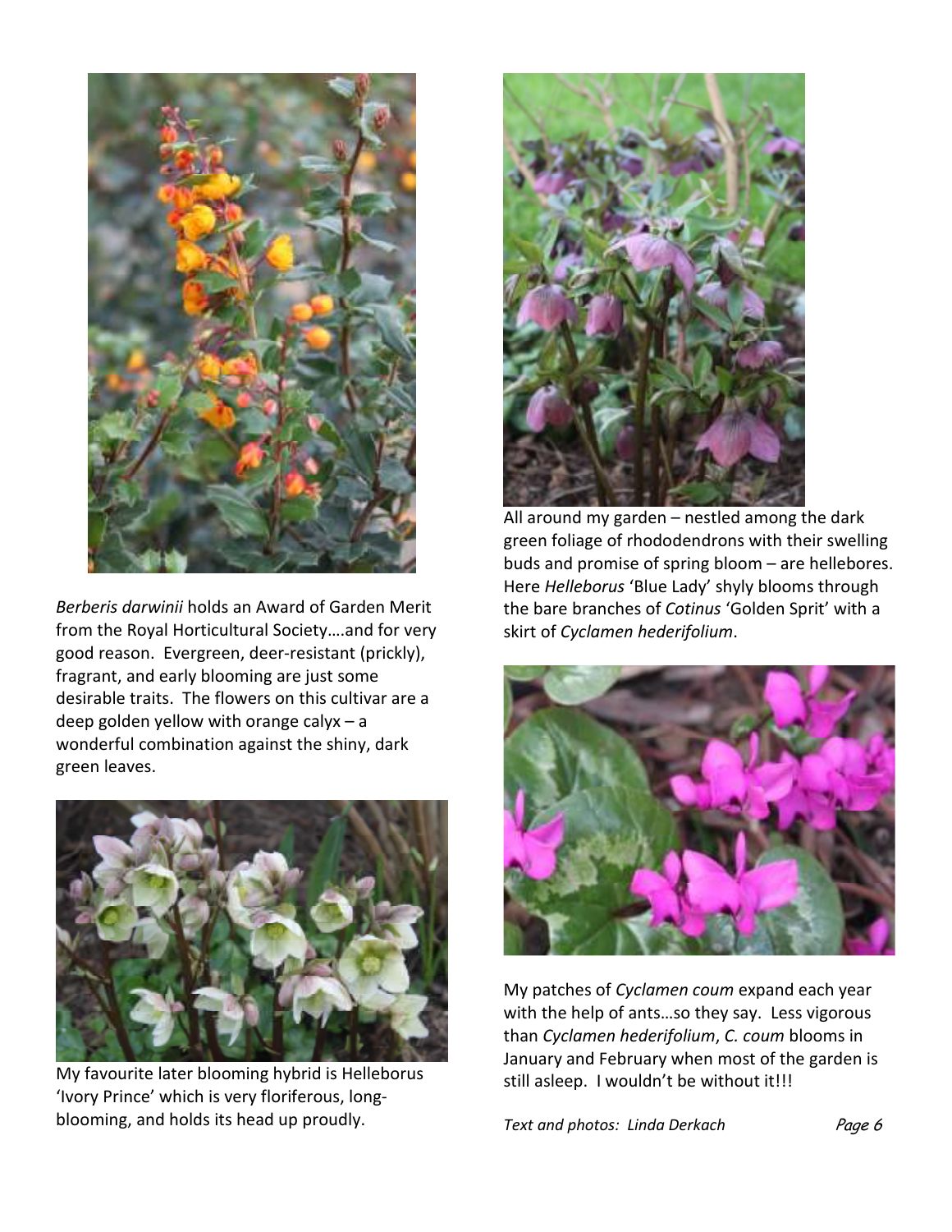*Berberis darwinii* holds an Award of Garden Merit from the Royal Horticultural Society….and for very good reason. Evergreen, deer-resistant (prickly), fragrant, and early blooming are just some desirable traits. The flowers on this cultivar are a deep golden yellow with orange calyx – a wonderful combination against the shiny, dark green leaves.

My favourite later blooming hybrid is Helleborus 'Ivory Prince' which is very floriferous, long-blooming, and holds its head up proudly.

All around my garden – nestled among the dark green foliage of rhododendrons with their swelling buds and promise of spring bloom – are hellebores. Here *Helleborus* 'Blue Lady' shyly blooms through the bare branches of *Cotinus* 'Golden Sprit' with a skirt of *Cyclamen hederifolium*.

My patches of *Cyclamen coum* expand each year with the help of ants…so they say. Less vigorous than *Cyclamen hederifolium*, *C. coum* blooms in January and February when most of the garden is still asleep. I wouldn't be without it!!!

*Text and photos: Linda Derkach*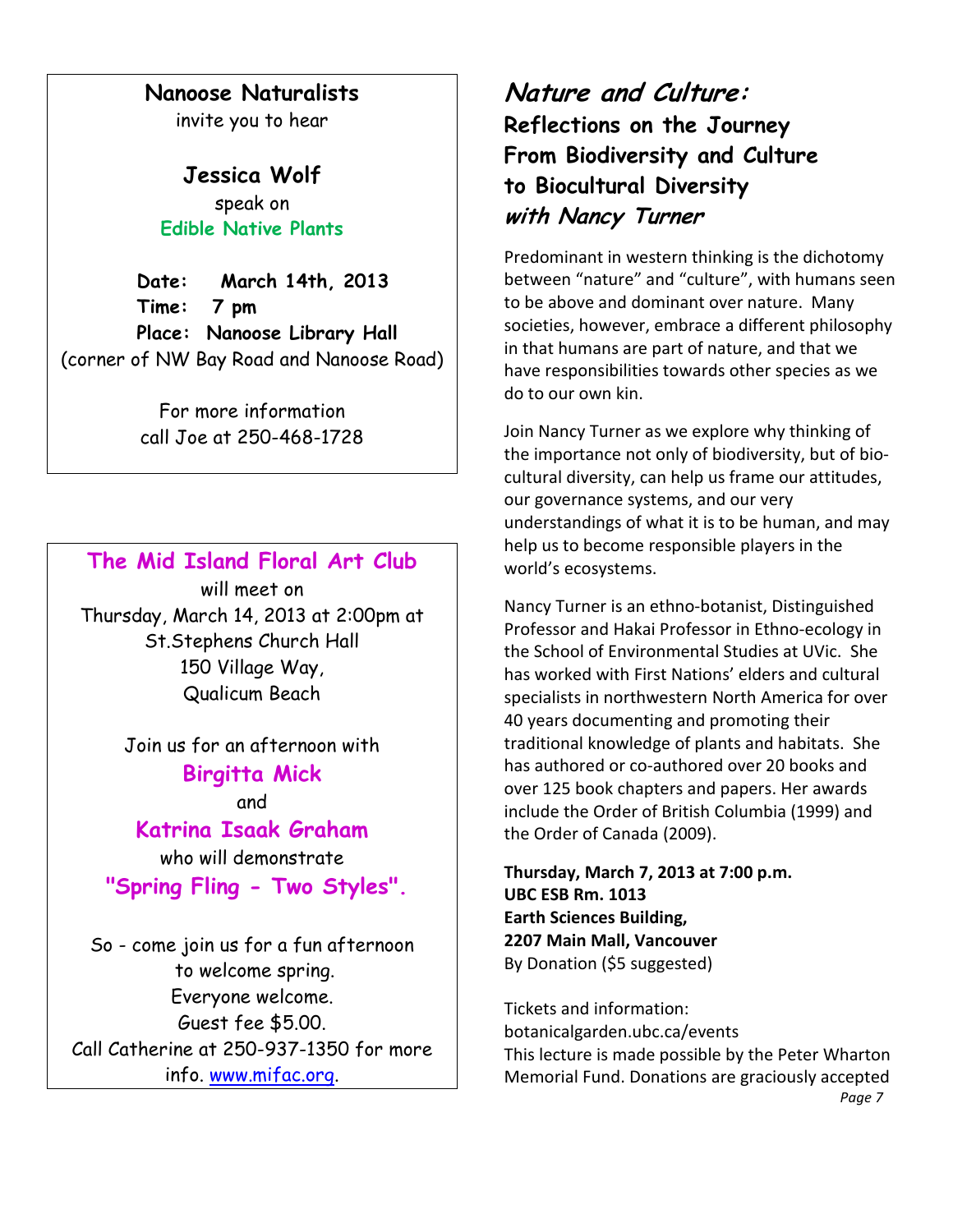**Nanoose Naturalists**
invite you to hear

**Jessica Wolf**
speak on
**Edible Native Plants**

**Date: March 14th, 2013**
**Time: 7 pm**
**Place: Nanoose Library Hall**
(corner of NW Bay Road and Nanoose Road)

For more information
call Joe at 250-468-1728

**The Mid Island Floral Art Club**
will meet on
Thursday, March 14, 2013 at 2:00pm at
St.Stephens Church Hall
150 Village Way,
Qualicum Beach

Join us for an afternoon with
**Birgitta Mick**
and
**Katrina Isaak Graham**
who will demonstrate
**"Spring Fling - Two Styles".**

So - come join us for a fun afternoon
to welcome spring.
Everyone welcome.
Guest fee $5.00.
Call Catherine at 250-937-1350 for more info. www.mifac.org.

## *Nature and Culture:*
## Reflections on the Journey From Biodiversity and Culture to Biocultural Diversity *with Nancy Turner*

Predominant in western thinking is the dichotomy between “nature” and “culture”, with humans seen to be above and dominant over nature. Many societies, however, embrace a different philosophy in that humans are part of nature, and that we have responsibilities towards other species as we do to our own kin.

Join Nancy Turner as we explore why thinking of the importance not only of biodiversity, but of bio-cultural diversity, can help us frame our attitudes, our governance systems, and our very understandings of what it is to be human, and may help us to become responsible players in the world’s ecosystems.

Nancy Turner is an ethno-botanist, Distinguished Professor and Hakai Professor in Ethno-ecology in the School of Environmental Studies at UVic. She has worked with First Nations’ elders and cultural specialists in northwestern North America for over 40 years documenting and promoting their traditional knowledge of plants and habitats. She has authored or co-authored over 20 books and over 125 book chapters and papers. Her awards include the Order of British Columbia (1999) and the Order of Canada (2009).

**Thursday, March 7, 2013 at 7:00 p.m.**
**UBC ESB Rm. 1013**
**Earth Sciences Building,**
**2207 Main Mall, Vancouver**
By Donation ($5 suggested)

Tickets and information:
botanicalgarden.ubc.ca/events
This lecture is made possible by the Peter Wharton Memorial Fund. Donations are graciously accepted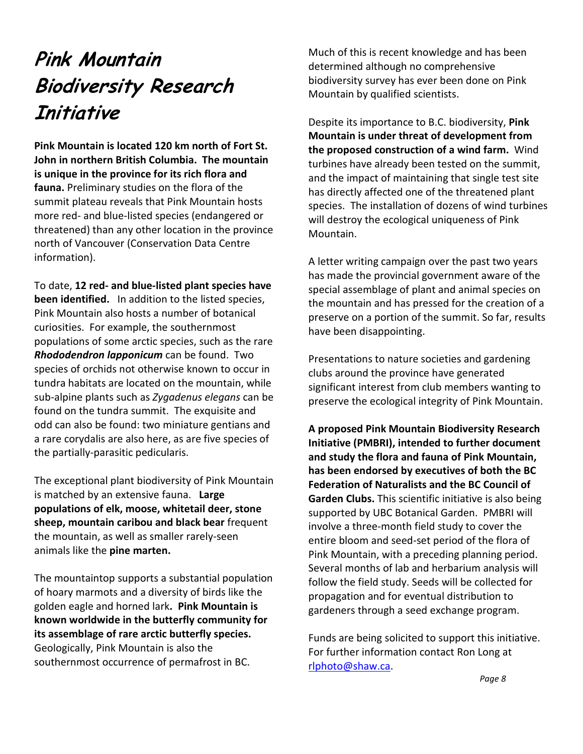# *Pink Mountain Biodiversity Research Initiative*

**Pink Mountain is located 120 km north of Fort St. John in northern British Columbia. The mountain is unique in the province for its rich flora and fauna.** Preliminary studies on the flora of the summit plateau reveals that Pink Mountain hosts more red- and blue-listed species (endangered or threatened) than any other location in the province north of Vancouver (Conservation Data Centre information).

To date, **12 red- and blue-listed plant species have been identified.** In addition to the listed species, Pink Mountain also hosts a number of botanical curiosities. For example, the southernmost populations of some arctic species, such as the rare ***Rhododendron lapponicum*** can be found. Two species of orchids not otherwise known to occur in tundra habitats are located on the mountain, while sub-alpine plants such as *Zygadenus elegans* can be found on the tundra summit. The exquisite and odd can also be found: two miniature gentians and a rare corydalis are also here, as are five species of the partially-parasitic pedicularis.

The exceptional plant biodiversity of Pink Mountain is matched by an extensive fauna. **Large populations of elk, moose, whitetail deer, stone sheep, mountain caribou and black bear** frequent the mountain, as well as smaller rarely-seen animals like the **pine marten.**

The mountaintop supports a substantial population of hoary marmots and a diversity of birds like the golden eagle and horned lark**. Pink Mountain is known worldwide in the butterfly community for its assemblage of rare arctic butterfly species.** Geologically, Pink Mountain is also the southernmost occurrence of permafrost in BC.

Much of this is recent knowledge and has been determined although no comprehensive biodiversity survey has ever been done on Pink Mountain by qualified scientists.

Despite its importance to B.C. biodiversity, **Pink Mountain is under threat of development from the proposed construction of a wind farm.** Wind turbines have already been tested on the summit, and the impact of maintaining that single test site has directly affected one of the threatened plant species. The installation of dozens of wind turbines will destroy the ecological uniqueness of Pink Mountain.

A letter writing campaign over the past two years has made the provincial government aware of the special assemblage of plant and animal species on the mountain and has pressed for the creation of a preserve on a portion of the summit. So far, results have been disappointing.

Presentations to nature societies and gardening clubs around the province have generated significant interest from club members wanting to preserve the ecological integrity of Pink Mountain.

**A proposed Pink Mountain Biodiversity Research Initiative (PMBRI), intended to further document and study the flora and fauna of Pink Mountain, has been endorsed by executives of both the BC Federation of Naturalists and the BC Council of Garden Clubs.** This scientific initiative is also being supported by UBC Botanical Garden. PMBRI will involve a three-month field study to cover the entire bloom and seed-set period of the flora of Pink Mountain, with a preceding planning period. Several months of lab and herbarium analysis will follow the field study. Seeds will be collected for propagation and for eventual distribution to gardeners through a seed exchange program.

Funds are being solicited to support this initiative. For further information contact Ron Long at [rlphoto@shaw.ca](mailto:rlphoto@shaw.ca).